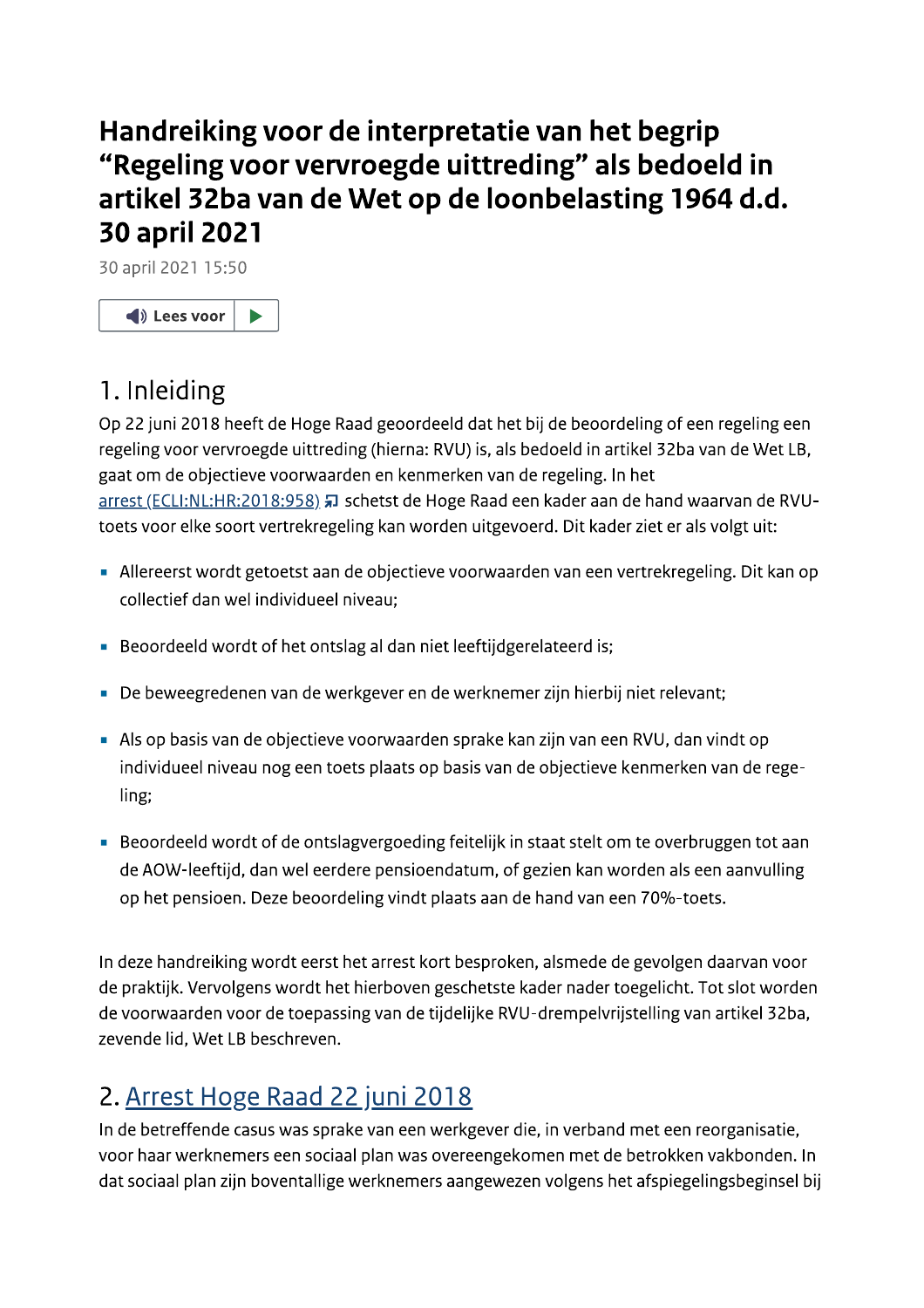# Handreiking voor de interpretatie van het begrip "Regeling voor vervroegde uittreding" als bedoeld in artikel 32ba van de Wet op de loonbelasting 1964 d.d. 30 april 2021

30 april 2021 15:50

## 1. Inleiding

Op 22 juni 2018 heeft de Hoge Raad geoordeeld dat het bij de beoordeling of een regeling een regeling voor vervroegde uittreding (hierna: RVU) is, als bedoeld in artikel 32ba van de Wet LB, gaat om de objectieve voorwaarden en kenmerken van de regeling. In het arrest (ECLI:NL:HR:2018:958) schetst de Hoge Raad een kader aan de hand waarvan de RVU-toets voor elke soort vertrekregeling kan worden uitgevoerd. Dit kader ziet er als volgt uit:

- Allereerst wordt getoetst aan de objectieve voorwaarden van een vertrekregeling. Dit kan op collectief dan wel individueel niveau;
- Beoordeeld wordt of het ontslag al dan niet leeftijdgerelateerd is;
- De beweegredenen van de werkgever en de werknemer zijn hierbij niet relevant;
- Als op basis van de objectieve voorwaarden sprake kan zijn van een RVU, dan vindt op individueel niveau nog een toets plaats op basis van de objectieve kenmerken van de regeling;
- Beoordeeld wordt of de ontslagvergoeding feitelijk in staat stelt om te overbruggen tot aan de AOW-leeftijd, dan wel eerdere pensioendatum, of gezien kan worden als een aanvulling op het pensioen. Deze beoordeling vindt plaats aan de hand van een 70%-toets.

In deze handreiking wordt eerst het arrest kort besproken, alsmede de gevolgen daarvan voor de praktijk. Vervolgens wordt het hierboven geschetste kader nader toegelicht. Tot slot worden de voorwaarden voor de toepassing van de tijdelijke RVU-drempelvrijstelling van artikel 32ba, zevende lid, Wet LB beschreven.

## 2. Arrest Hoge Raad 22 juni 2018

In de betreffende casus was sprake van een werkgever die, in verband met een reorganisatie, voor haar werknemers een sociaal plan was overeengekomen met de betrokken vakbonden. In dat sociaal plan zijn boventallige werknemers aangewezen volgens het afspiegelingsbeginsel bij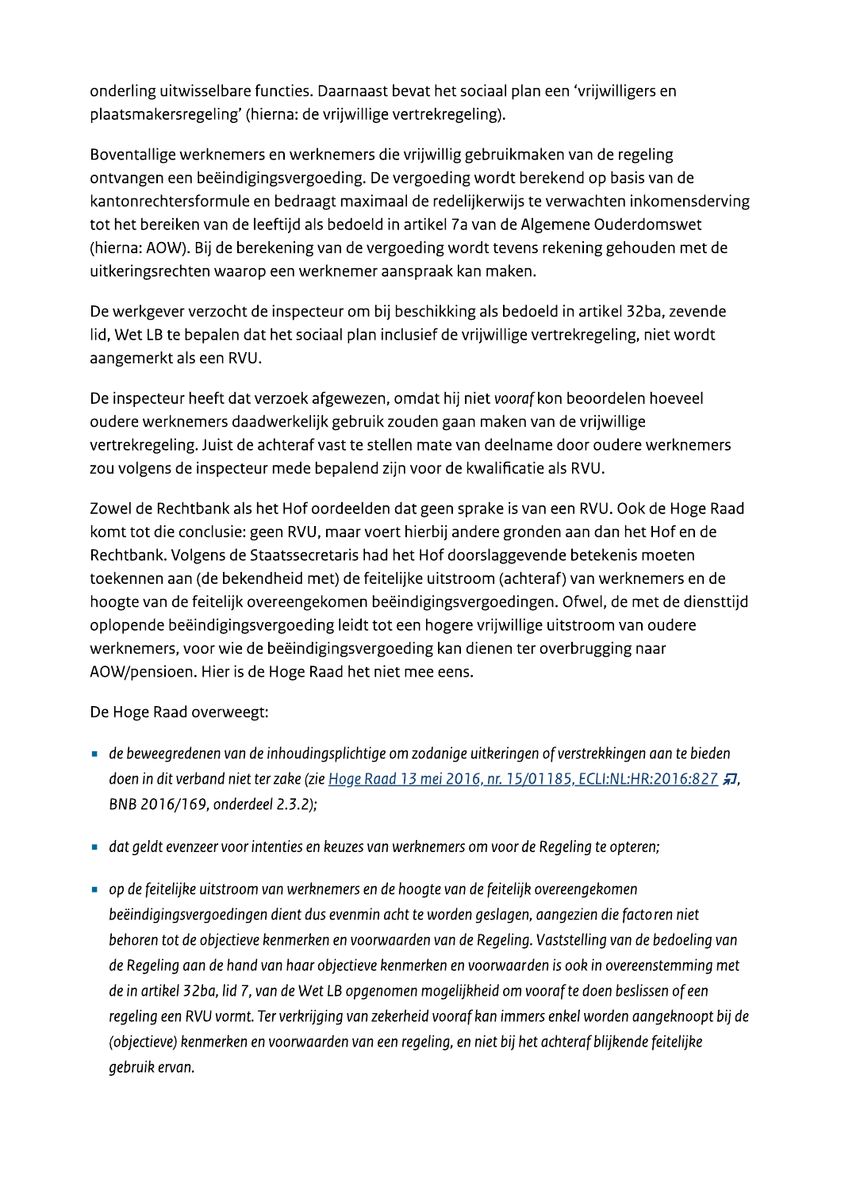onderling uitwisselbare functies. Daarnaast bevat het sociaal plan een 'vrijwilligers en plaatsmakersregeling' (hierna: de vrijwillige vertrekregeling).

Boventallige werknemers en werknemers die vrijwillig gebruikmaken van de regeling ontvangen een beëindigingsvergoeding. De vergoeding wordt berekend op basis van de kantonrechtersformule en bedraagt maximaal de redelijkerwijs te verwachten inkomensderving tot het bereiken van de leeftijd als bedoeld in artikel 7a van de Algemene Ouderdomswet (hierna: AOW). Bij de berekening van de vergoeding wordt tevens rekening gehouden met de uitkeringsrechten waarop een werknemer aanspraak kan maken.

De werkgever verzocht de inspecteur om bij beschikking als bedoeld in artikel 32ba, zevende lid, Wet LB te bepalen dat het sociaal plan inclusief de vrijwillige vertrekregeling, niet wordt aangemerkt als een RVU.

De inspecteur heeft dat verzoek afgewezen, omdat hij niet *vooraf* kon beoordelen hoeveel oudere werknemers daadwerkelijk gebruik zouden gaan maken van de vrijwillige vertrekregeling. Juist de achteraf vast te stellen mate van deelname door oudere werknemers zou volgens de inspecteur mede bepalend zijn voor de kwalificatie als RVU.

Zowel de Rechtbank als het Hof oordeelden dat geen sprake is van een RVU. Ook de Hoge Raad komt tot die conclusie: geen RVU, maar voert hierbij andere gronden aan dan het Hof en de Rechtbank. Volgens de Staatssecretaris had het Hof doorslaggevende betekenis moeten toekennen aan (de bekendheid met) de feitelijke uitstroom (achteraf) van werknemers en de hoogte van de feitelijk overeengekomen beëindigingsvergoedingen. Ofwel, de met de diensttijd oplopende beëindigingsvergoeding leidt tot een hogere vrijwillige uitstroom van oudere werknemers, voor wie de beëindigingsvergoeding kan dienen ter overbrugging naar AOW/pensioen. Hier is de Hoge Raad het niet mee eens.

De Hoge Raad overweegt:

- *de beweegredenen van de inhoudingsplichtige om zodanige uitkeringen of verstrekkingen aan te bieden doen in dit verband niet ter zake (zie [Hoge Raad 13 mei 2016, nr. 15/01185, ECLI:NL:HR:2016:827](), BNB 2016/169, onderdeel 2.3.2);*
- *dat geldt evenzeer voor intenties en keuzes van werknemers om voor de Regeling te opteren;*
- *op de feitelijke uitstroom van werknemers en de hoogte van de feitelijk overeengekomen beëindigingsvergoedingen dient dus evenmin acht te worden geslagen, aangezien die factoren niet behoren tot de objectieve kenmerken en voorwaarden van de Regeling. Vaststelling van de bedoeling van de Regeling aan de hand van haar objectieve kenmerken en voorwaarden is ook in overeenstemming met de in artikel 32ba, lid 7, van de Wet LB opgenomen mogelijkheid om vooraf te doen beslissen of een regeling een RVU vormt. Ter verkrijging van zekerheid vooraf kan immers enkel worden aangeknoopt bij de (objectieve) kenmerken en voorwaarden van een regeling, en niet bij het achteraf blijkende feitelijke gebruik ervan.*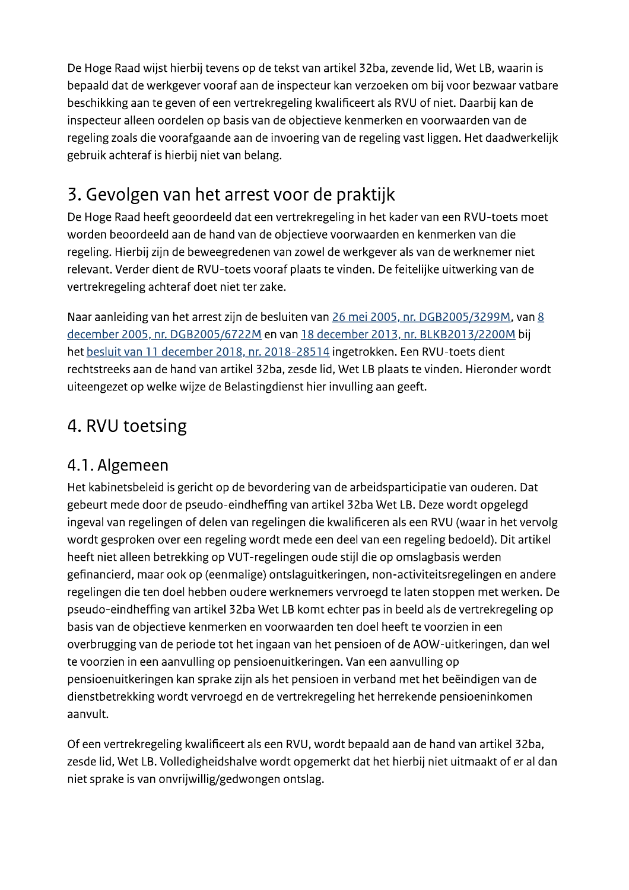De Hoge Raad wijst hierbij tevens op de tekst van artikel 32ba, zevende lid, Wet LB, waarin is bepaald dat de werkgever vooraf aan de inspecteur kan verzoeken om bij voor bezwaar vatbare beschikking aan te geven of een vertrekregeling kwalificeert als RVU of niet. Daarbij kan de inspecteur alleen oordelen op basis van de objectieve kenmerken en voorwaarden van de regeling zoals die voorafgaande aan de invoering van de regeling vast liggen. Het daadwerkelijk gebruik achteraf is hierbij niet van belang.

## 3. Gevolgen van het arrest voor de praktijk

De Hoge Raad heeft geoordeeld dat een vertrekregeling in het kader van een RVU-toets moet worden beoordeeld aan de hand van de objectieve voorwaarden en kenmerken van die regeling. Hierbij zijn de beweegredenen van zowel de werkgever als van de werknemer niet relevant. Verder dient de RVU-toets vooraf plaats te vinden. De feitelijke uitwerking van de vertrekregeling achteraf doet niet ter zake.

Naar aanleiding van het arrest zijn de besluiten van 26 mei 2005, nr. DGB2005/3299M, van 8 december 2005, nr. DGB2005/6722M en van 18 december 2013, nr. BLKB2013/2200M bij het besluit van 11 december 2018, nr. 2018-28514 ingetrokken. Een RVU-toets dient rechtstreeks aan de hand van artikel 32ba, zesde lid, Wet LB plaats te vinden. Hieronder wordt uiteengezet op welke wijze de Belastingdienst hier invulling aan geeft.

## 4. RVU toetsing

### 4.1. Algemeen

Het kabinetsbeleid is gericht op de bevordering van de arbeidsparticipatie van ouderen. Dat gebeurt mede door de pseudo-eindheffing van artikel 32ba Wet LB. Deze wordt opgelegd ingeval van regelingen of delen van regelingen die kwalificeren als een RVU (waar in het vervolg wordt gesproken over een regeling wordt mede een deel van een regeling bedoeld). Dit artikel heeft niet alleen betrekking op VUT-regelingen oude stijl die op omslagbasis werden gefinancierd, maar ook op (eenmalige) ontslaguitkeringen, non-activiteitsregelingen en andere regelingen die ten doel hebben oudere werknemers vervroegd te laten stoppen met werken. De pseudo-eindheffing van artikel 32ba Wet LB komt echter pas in beeld als de vertrekregeling op basis van de objectieve kenmerken en voorwaarden ten doel heeft te voorzien in een overbrugging van de periode tot het ingaan van het pensioen of de AOW-uitkeringen, dan wel te voorzien in een aanvulling op pensioenuitkeringen. Van een aanvulling op pensioenuitkeringen kan sprake zijn als het pensioen in verband met het beëindigen van de dienstbetrekking wordt vervroegd en de vertrekregeling het herrekende pensioeninkomen aanvult.

Of een vertrekregeling kwalificeert als een RVU, wordt bepaald aan de hand van artikel 32ba, zesde lid, Wet LB. Volledigheidshalve wordt opgemerkt dat het hierbij niet uitmaakt of er al dan niet sprake is van onvrijwillig/gedwongen ontslag.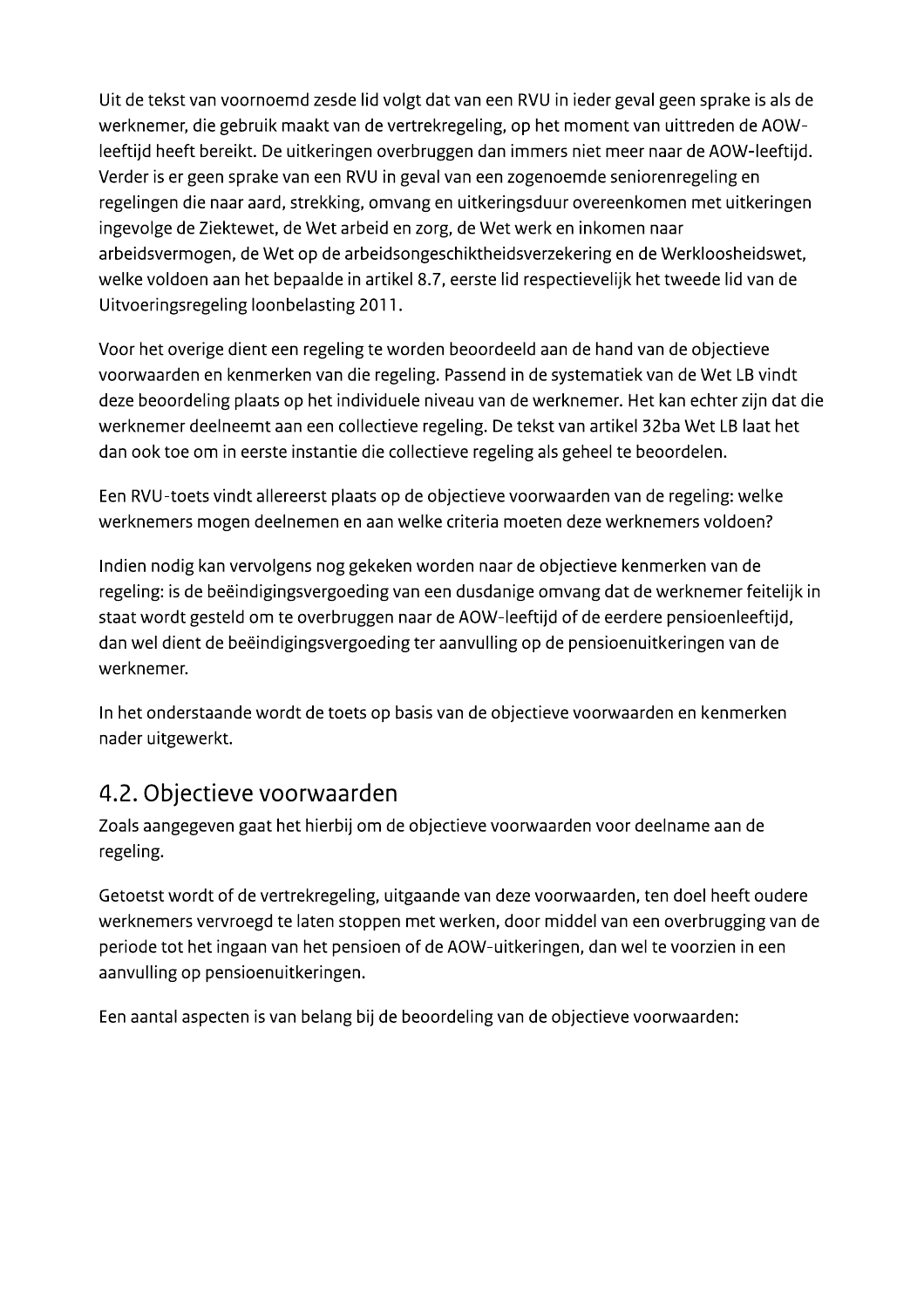Uit de tekst van voornoemd zesde lid volgt dat van een RVU in ieder geval geen sprake is als de werknemer, die gebruik maakt van de vertrekregeling, op het moment van uittreden de AOW-leeftijd heeft bereikt. De uitkeringen overbruggen dan immers niet meer naar de AOW-leeftijd. Verder is er geen sprake van een RVU in geval van een zogenoemde seniorenregeling en regelingen die naar aard, strekking, omvang en uitkeringsduur overeenkomen met uitkeringen ingevolge de Ziektewet, de Wet arbeid en zorg, de Wet werk en inkomen naar arbeidsvermogen, de Wet op de arbeidsongeschiktheidsverzekering en de Werkloosheidswet, welke voldoen aan het bepaalde in artikel 8.7, eerste lid respectievelijk het tweede lid van de Uitvoeringsregeling loonbelasting 2011.

Voor het overige dient een regeling te worden beoordeeld aan de hand van de objectieve voorwaarden en kenmerken van die regeling. Passend in de systematiek van de Wet LB vindt deze beoordeling plaats op het individuele niveau van de werknemer. Het kan echter zijn dat die werknemer deelneemt aan een collectieve regeling. De tekst van artikel 32ba Wet LB laat het dan ook toe om in eerste instantie die collectieve regeling als geheel te beoordelen.

Een RVU-toets vindt allereerst plaats op de objectieve voorwaarden van de regeling: welke werknemers mogen deelnemen en aan welke criteria moeten deze werknemers voldoen?

Indien nodig kan vervolgens nog gekeken worden naar de objectieve kenmerken van de regeling: is de beëindigingsvergoeding van een dusdanige omvang dat de werknemer feitelijk in staat wordt gesteld om te overbruggen naar de AOW-leeftijd of de eerdere pensioenleeftijd, dan wel dient de beëindigingsvergoeding ter aanvulling op de pensioenuitkeringen van de werknemer.

In het onderstaande wordt de toets op basis van de objectieve voorwaarden en kenmerken nader uitgewerkt.

## 4.2. Objectieve voorwaarden

Zoals aangegeven gaat het hierbij om de objectieve voorwaarden voor deelname aan de regeling.

Getoetst wordt of de vertrekregeling, uitgaande van deze voorwaarden, ten doel heeft oudere werknemers vervroegd te laten stoppen met werken, door middel van een overbrugging van de periode tot het ingaan van het pensioen of de AOW-uitkeringen, dan wel te voorzien in een aanvulling op pensioenuitkeringen.

Een aantal aspecten is van belang bij de beoordeling van de objectieve voorwaarden: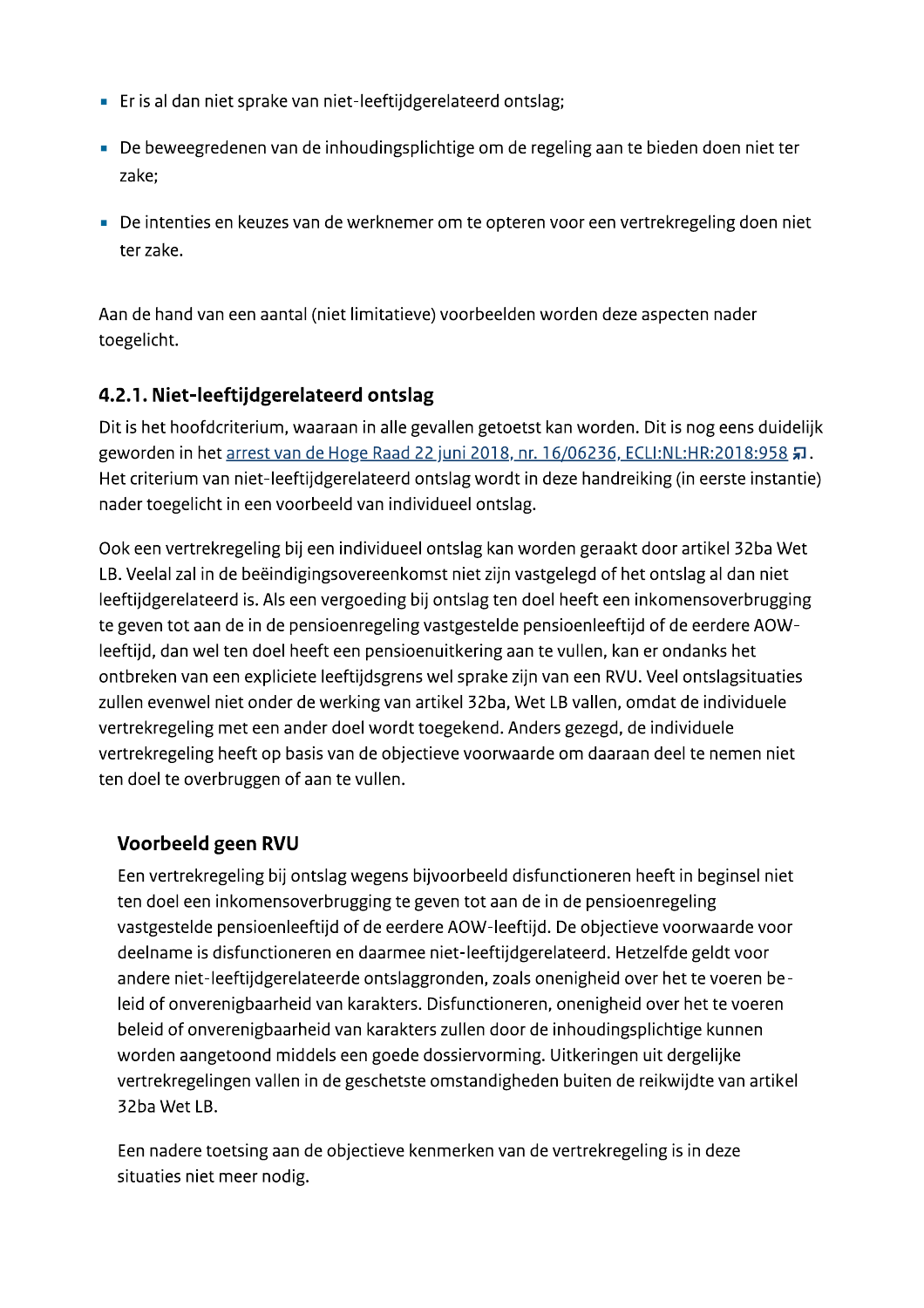- Er is al dan niet sprake van niet-leeftijdgerelateerd ontslag;
- De beweegredenen van de inhoudingsplichtige om de regeling aan te bieden doen niet ter zake;
- De intenties en keuzes van de werknemer om te opteren voor een vertrekregeling doen niet ter zake.

Aan de hand van een aantal (niet limitatieve) voorbeelden worden deze aspecten nader toegelicht.

### 4.2.1. Niet-leeftijdgerelateerd ontslag

Dit is het hoofdcriterium, waaraan in alle gevallen getoetst kan worden. Dit is nog eens duidelijk geworden in het arrest van de Hoge Raad 22 juni 2018, nr. 16/06236, ECLI:NL:HR:2018:958. Het criterium van niet-leeftijdgerelateerd ontslag wordt in deze handreiking (in eerste instantie) nader toegelicht in een voorbeeld van individueel ontslag.

Ook een vertrekregeling bij een individueel ontslag kan worden geraakt door artikel 32ba Wet LB. Veelal zal in de beëindigingsovereenkomst niet zijn vastgelegd of het ontslag al dan niet leeftijdgerelateerd is. Als een vergoeding bij ontslag ten doel heeft een inkomensoverbrugging te geven tot aan de in de pensioenregeling vastgestelde pensioenleeftijd of de eerdere AOW-leeftijd, dan wel ten doel heeft een pensioenuitkering aan te vullen, kan er ondanks het ontbreken van een expliciete leeftijdsgrens wel sprake zijn van een RVU. Veel ontslagsituaties zullen evenwel niet onder de werking van artikel 32ba, Wet LB vallen, omdat de individuele vertrekregeling met een ander doel wordt toegekend. Anders gezegd, de individuele vertrekregeling heeft op basis van de objectieve voorwaarde om daaraan deel te nemen niet ten doel te overbruggen of aan te vullen.

#### Voorbeeld geen RVU

Een vertrekregeling bij ontslag wegens bijvoorbeeld disfunctioneren heeft in beginsel niet ten doel een inkomensoverbrugging te geven tot aan de in de pensioenregeling vastgestelde pensioenleeftijd of de eerdere AOW-leeftijd. De objectieve voorwaarde voor deelname is disfunctioneren en daarmee niet-leeftijdgerelateerd. Hetzelfde geldt voor andere niet-leeftijdgerelateerde ontslaggronden, zoals onenigheid over het te voeren beleid of onverenigbaarheid van karakters. Disfunctioneren, onenigheid over het te voeren beleid of onverenigbaarheid van karakters zullen door de inhoudingsplichtige kunnen worden aangetoond middels een goede dossiervorming. Uitkeringen uit dergelijke vertrekregelingen vallen in de geschetste omstandigheden buiten de reikwijdte van artikel 32ba Wet LB.

Een nadere toetsing aan de objectieve kenmerken van de vertrekregeling is in deze situaties niet meer nodig.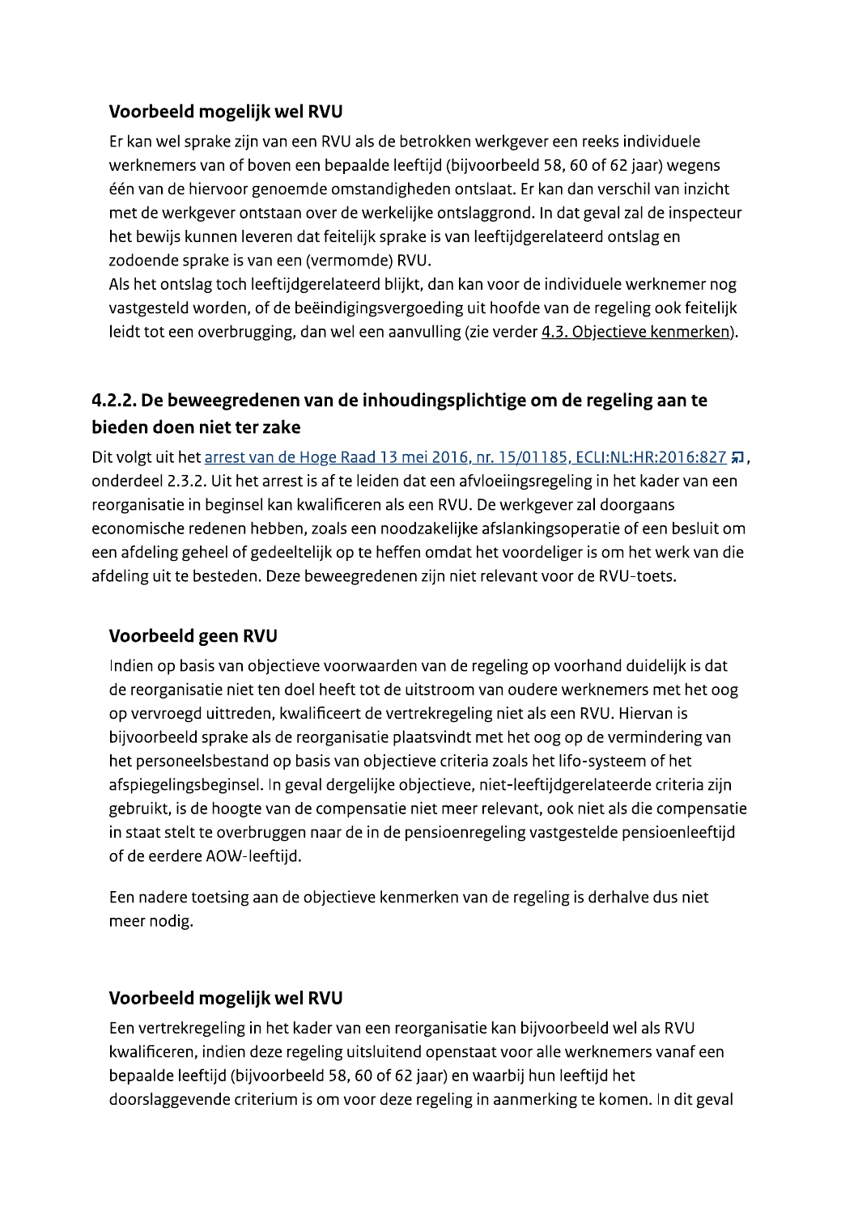### Voorbeeld mogelijk wel RVU

Er kan wel sprake zijn van een RVU als de betrokken werkgever een reeks individuele werknemers van of boven een bepaalde leeftijd (bijvoorbeeld 58, 60 of 62 jaar) wegens één van de hiervoor genoemde omstandigheden ontslaat. Er kan dan verschil van inzicht met de werkgever ontstaan over de werkelijke ontslaggrond. In dat geval zal de inspecteur het bewijs kunnen leveren dat feitelijk sprake is van leeftijdgerelateerd ontslag en zodoende sprake is van een (vermomde) RVU.
Als het ontslag toch leeftijdgerelateerd blijkt, dan kan voor de individuele werknemer nog vastgesteld worden, of de beëindigingsvergoeding uit hoofde van de regeling ook feitelijk leidt tot een overbrugging, dan wel een aanvulling (zie verder 4.3. Objectieve kenmerken).

## 4.2.2. De beweegredenen van de inhoudingsplichtige om de regeling aan te bieden doen niet ter zake

Dit volgt uit het arrest van de Hoge Raad 13 mei 2016, nr. 15/01185, ECLI:NL:HR:2016:827, onderdeel 2.3.2. Uit het arrest is af te leiden dat een afvloeiingsregeling in het kader van een reorganisatie in beginsel kan kwalificeren als een RVU. De werkgever zal doorgaans economische redenen hebben, zoals een noodzakelijke afslankingsoperatie of een besluit om een afdeling geheel of gedeeltelijk op te heffen omdat het voordeliger is om het werk van die afdeling uit te besteden. Deze beweegredenen zijn niet relevant voor de RVU-toets.

### Voorbeeld geen RVU

Indien op basis van objectieve voorwaarden van de regeling op voorhand duidelijk is dat de reorganisatie niet ten doel heeft tot de uitstroom van oudere werknemers met het oog op vervroegd uittreden, kwalificeert de vertrekregeling niet als een RVU. Hiervan is bijvoorbeeld sprake als de reorganisatie plaatsvindt met het oog op de vermindering van het personeelsbestand op basis van objectieve criteria zoals het lifo-systeem of het afspiegelingsbeginsel. In geval dergelijke objectieve, niet-leeftijdgerelateerde criteria zijn gebruikt, is de hoogte van de compensatie niet meer relevant, ook niet als die compensatie in staat stelt te overbruggen naar de in de pensioenregeling vastgestelde pensioenleeftijd of de eerdere AOW-leeftijd.

Een nadere toetsing aan de objectieve kenmerken van de regeling is derhalve dus niet meer nodig.

### Voorbeeld mogelijk wel RVU

Een vertrekregeling in het kader van een reorganisatie kan bijvoorbeeld wel als RVU kwalificeren, indien deze regeling uitsluitend openstaat voor alle werknemers vanaf een bepaalde leeftijd (bijvoorbeeld 58, 60 of 62 jaar) en waarbij hun leeftijd het doorslaggevende criterium is om voor deze regeling in aanmerking te komen. In dit geval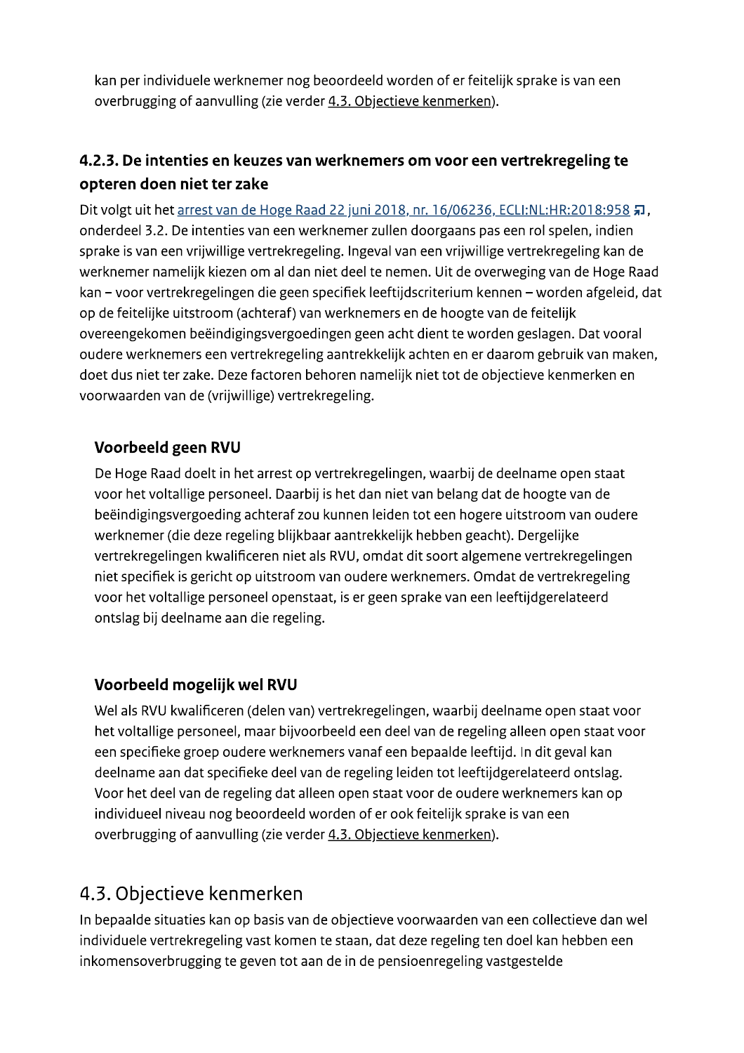kan per individuele werknemer nog beoordeeld worden of er feitelijk sprake is van een overbrugging of aanvulling (zie verder 4.3. Objectieve kenmerken).

### 4.2.3. De intenties en keuzes van werknemers om voor een vertrekregeling te opteren doen niet ter zake

Dit volgt uit het arrest van de Hoge Raad 22 juni 2018, nr. 16/06236, ECLI:NL:HR:2018:958, onderdeel 3.2. De intenties van een werknemer zullen doorgaans pas een rol spelen, indien sprake is van een vrijwillige vertrekregeling. Ingeval van een vrijwillige vertrekregeling kan de werknemer namelijk kiezen om al dan niet deel te nemen. Uit de overweging van de Hoge Raad kan – voor vertrekregelingen die geen specifiek leeftijdscriterium kennen – worden afgeleid, dat op de feitelijke uitstroom (achteraf) van werknemers en de hoogte van de feitelijk overeengekomen beëindigingsvergoedingen geen acht dient te worden geslagen. Dat vooral oudere werknemers een vertrekregeling aantrekkelijk achten en er daarom gebruik van maken, doet dus niet ter zake. Deze factoren behoren namelijk niet tot de objectieve kenmerken en voorwaarden van de (vrijwillige) vertrekregeling.

#### Voorbeeld geen RVU

De Hoge Raad doelt in het arrest op vertrekregelingen, waarbij de deelname open staat voor het voltallige personeel. Daarbij is het dan niet van belang dat de hoogte van de beëindigingsvergoeding achteraf zou kunnen leiden tot een hogere uitstroom van oudere werknemer (die deze regeling blijkbaar aantrekkelijk hebben geacht). Dergelijke vertrekregelingen kwalificeren niet als RVU, omdat dit soort algemene vertrekregelingen niet specifiek is gericht op uitstroom van oudere werknemers. Omdat de vertrekregeling voor het voltallige personeel openstaat, is er geen sprake van een leeftijdgerelateerd ontslag bij deelname aan die regeling.

#### Voorbeeld mogelijk wel RVU

Wel als RVU kwalificeren (delen van) vertrekregelingen, waarbij deelname open staat voor het voltallige personeel, maar bijvoorbeeld een deel van de regeling alleen open staat voor een specifieke groep oudere werknemers vanaf een bepaalde leeftijd. In dit geval kan deelname aan dat specifieke deel van de regeling leiden tot leeftijdgerelateerd ontslag. Voor het deel van de regeling dat alleen open staat voor de oudere werknemers kan op individueel niveau nog beoordeeld worden of er ook feitelijk sprake is van een overbrugging of aanvulling (zie verder 4.3. Objectieve kenmerken).

## 4.3. Objectieve kenmerken

In bepaalde situaties kan op basis van de objectieve voorwaarden van een collectieve dan wel individuele vertrekregeling vast komen te staan, dat deze regeling ten doel kan hebben een inkomensoverbrugging te geven tot aan de in de pensioenregeling vastgestelde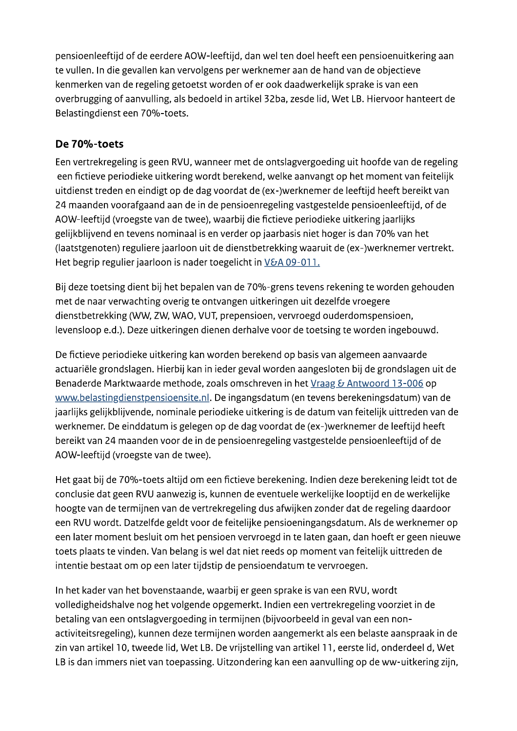pensioenleeftijd of de eerdere AOW-leeftijd, dan wel ten doel heeft een pensioenuitkering aan te vullen. In die gevallen kan vervolgens per werknemer aan de hand van de objectieve kenmerken van de regeling getoetst worden of er ook daadwerkelijk sprake is van een overbrugging of aanvulling, als bedoeld in artikel 32ba, zesde lid, Wet LB. Hiervoor hanteert de Belastingdienst een 70%-toets.

## De 70%-toets

Een vertrekregeling is geen RVU, wanneer met de ontslagvergoeding uit hoofde van de regeling een fictieve periodieke uitkering wordt berekend, welke aanvangt op het moment van feitelijk uitdienst treden en eindigt op de dag voordat de (ex-)werknemer de leeftijd heeft bereikt van 24 maanden voorafgaand aan de in de pensioenregeling vastgestelde pensioenleeftijd, of de AOW-leeftijd (vroegste van de twee), waarbij die fictieve periodieke uitkering jaarlijks gelijkblijvend en tevens nominaal is en verder op jaarbasis niet hoger is dan 70% van het (laatstgenoten) reguliere jaarloon uit de dienstbetrekking waaruit de (ex-)werknemer vertrekt. Het begrip regulier jaarloon is nader toegelicht in V&A 09-011.

Bij deze toetsing dient bij het bepalen van de 70%-grens tevens rekening te worden gehouden met de naar verwachting overig te ontvangen uitkeringen uit dezelfde vroegere dienstbetrekking (WW, ZW, WAO, VUT, prepensioen, vervroegd ouderdomspensioen, levensloop e.d.). Deze uitkeringen dienen derhalve voor de toetsing te worden ingebouwd.

De fictieve periodieke uitkering kan worden berekend op basis van algemeen aanvaarde actuariële grondslagen. Hierbij kan in ieder geval worden aangesloten bij de grondslagen uit de Benaderde Marktwaarde methode, zoals omschreven in het Vraag & Antwoord 13-006 op www.belastingdienstpensioensite.nl. De ingangsdatum (en tevens berekeningsdatum) van de jaarlijks gelijkblijvende, nominale periodieke uitkering is de datum van feitelijk uittreden van de werknemer. De einddatum is gelegen op de dag voordat de (ex-)werknemer de leeftijd heeft bereikt van 24 maanden voor de in de pensioenregeling vastgestelde pensioenleeftijd of de AOW-leeftijd (vroegste van de twee).

Het gaat bij de 70%-toets altijd om een fictieve berekening. Indien deze berekening leidt tot de conclusie dat geen RVU aanwezig is, kunnen de eventuele werkelijke looptijd en de werkelijke hoogte van de termijnen van de vertrekregeling dus afwijken zonder dat de regeling daardoor een RVU wordt. Datzelfde geldt voor de feitelijke pensioeningangsdatum. Als de werknemer op een later moment besluit om het pensioen vervroegd in te laten gaan, dan hoeft er geen nieuwe toets plaats te vinden. Van belang is wel dat niet reeds op moment van feitelijk uittreden de intentie bestaat om op een later tijdstip de pensioendatum te vervroegen.

In het kader van het bovenstaande, waarbij er geen sprake is van een RVU, wordt volledigheidshalve nog het volgende opgemerkt. Indien een vertrekregeling voorziet in de betaling van een ontslagvergoeding in termijnen (bijvoorbeeld in geval van een non-activiteitsregeling), kunnen deze termijnen worden aangemerkt als een belaste aanspraak in de zin van artikel 10, tweede lid, Wet LB. De vrijstelling van artikel 11, eerste lid, onderdeel d, Wet LB is dan immers niet van toepassing. Uitzondering kan een aanvulling op de ww-uitkering zijn,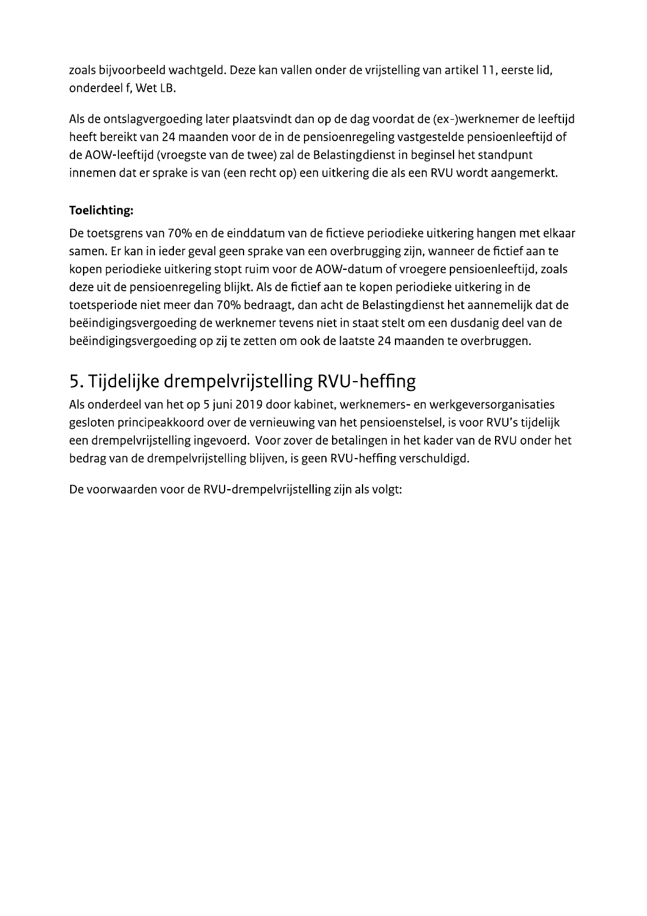zoals bijvoorbeeld wachtgeld. Deze kan vallen onder de vrijstelling van artikel 11, eerste lid, onderdeel f, Wet LB.

Als de ontslagvergoeding later plaatsvindt dan op de dag voordat de (ex-)werknemer de leeftijd heeft bereikt van 24 maanden voor de in de pensioenregeling vastgestelde pensioenleeftijd of de AOW-leeftijd (vroegste van de twee) zal de Belastingdienst in beginsel het standpunt innemen dat er sprake is van (een recht op) een uitkering die als een RVU wordt aangemerkt.

**Toelichting:**

De toetsgrens van 70% en de einddatum van de fictieve periodieke uitkering hangen met elkaar samen. Er kan in ieder geval geen sprake van een overbrugging zijn, wanneer de fictief aan te kopen periodieke uitkering stopt ruim voor de AOW-datum of vroegere pensioenleeftijd, zoals deze uit de pensioenregeling blijkt. Als de fictief aan te kopen periodieke uitkering in de toetsperiode niet meer dan 70% bedraagt, dan acht de Belastingdienst het aannemelijk dat de beëindigingsvergoeding de werknemer tevens niet in staat stelt om een dusdanig deel van de beëindigingsvergoeding op zij te zetten om ook de laatste 24 maanden te overbruggen.

## 5. Tijdelijke drempelvrijstelling RVU-heffing

Als onderdeel van het op 5 juni 2019 door kabinet, werknemers- en werkgeversorganisaties gesloten principeakkoord over de vernieuwing van het pensioenstelsel, is voor RVU's tijdelijk een drempelvrijstelling ingevoerd. Voor zover de betalingen in het kader van de RVU onder het bedrag van de drempelvrijstelling blijven, is geen RVU-heffing verschuldigd.

De voorwaarden voor de RVU-drempelvrijstelling zijn als volgt: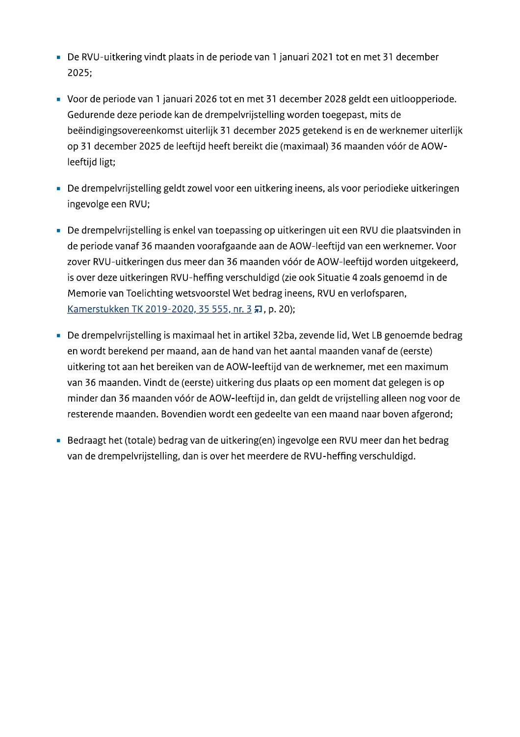- De RVU-uitkering vindt plaats in de periode van 1 januari 2021 tot en met 31 december 2025;
- Voor de periode van 1 januari 2026 tot en met 31 december 2028 geldt een uitloopperiode. Gedurende deze periode kan de drempelvrijstelling worden toegepast, mits de beëindigingsovereenkomst uiterlijk 31 december 2025 getekend is en de werknemer uiterlijk op 31 december 2025 de leeftijd heeft bereikt die (maximaal) 36 maanden vóór de AOW-leeftijd ligt;
- De drempelvrijstelling geldt zowel voor een uitkering ineens, als voor periodieke uitkeringen ingevolge een RVU;
- De drempelvrijstelling is enkel van toepassing op uitkeringen uit een RVU die plaatsvinden in de periode vanaf 36 maanden voorafgaande aan de AOW-leeftijd van een werknemer. Voor zover RVU-uitkeringen dus meer dan 36 maanden vóór de AOW-leeftijd worden uitgekeerd, is over deze uitkeringen RVU-heffing verschuldigd (zie ook Situatie 4 zoals genoemd in de Memorie van Toelichting wetsvoorstel Wet bedrag ineens, RVU en verlofsparen, Kamerstukken TK 2019-2020, 35 555, nr. 3, p. 20);
- De drempelvrijstelling is maximaal het in artikel 32ba, zevende lid, Wet LB genoemde bedrag en wordt berekend per maand, aan de hand van het aantal maanden vanaf de (eerste) uitkering tot aan het bereiken van de AOW-leeftijd van de werknemer, met een maximum van 36 maanden. Vindt de (eerste) uitkering dus plaats op een moment dat gelegen is op minder dan 36 maanden vóór de AOW-leeftijd in, dan geldt de vrijstelling alleen nog voor de resterende maanden. Bovendien wordt een gedeelte van een maand naar boven afgerond;
- Bedraagt het (totale) bedrag van de uitkering(en) ingevolge een RVU meer dan het bedrag van de drempelvrijstelling, dan is over het meerdere de RVU-heffing verschuldigd.